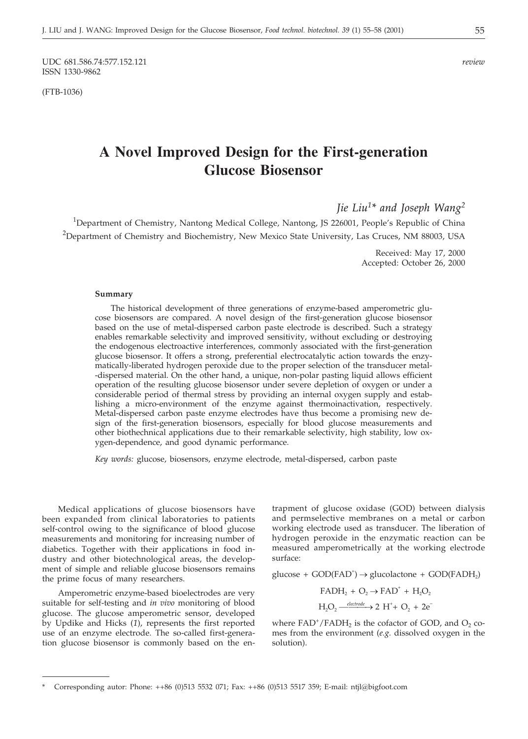UDC 681.586.74:577.152.121 *review*
ISSN 1330-9862

(FTB-1036)

# A Novel Improved Design for the First-generation Glucose Biosensor

*Jie Liu[1]\* and Joseph Wang[2]*

[1]Department of Chemistry, Nantong Medical College, Nantong, JS 226001, People's Republic of China
[2]Department of Chemistry and Biochemistry, New Mexico State University, Las Cruces, NM 88003, USA

Received: May 17, 2000
Accepted: October 26, 2000

### Summary

The historical development of three generations of enzyme-based amperometric glucose biosensors are compared. A novel design of the first-generation glucose biosensor based on the use of metal-dispersed carbon paste electrode is described. Such a strategy enables remarkable selectivity and improved sensitivity, without excluding or destroying the endogenous electroactive interferences, commonly associated with the first-generation glucose biosensor. It offers a strong, preferential electrocatalytic action towards the enzymatically-liberated hydrogen peroxide due to the proper selection of the transducer metal-dispersed material. On the other hand, a unique, non-polar pasting liquid allows efficient operation of the resulting glucose biosensor under severe depletion of oxygen or under a considerable period of thermal stress by providing an internal oxygen supply and establishing a micro-environment of the enzyme against thermoinactivation, respectively. Metal-dispersed carbon paste enzyme electrodes have thus become a promising new design of the first-generation biosensors, especially for blood glucose measurements and other biothechnical applications due to their remarkable selectivity, high stability, low oxygen-dependence, and good dynamic performance.

*Key words:* glucose, biosensors, enzyme electrode, metal-dispersed, carbon paste

Medical applications of glucose biosensors have been expanded from clinical laboratories to patients self-control owing to the significance of blood glucose measurements and monitoring for increasing number of diabetics. Together with their applications in food industry and other biotechnological areas, the development of simple and reliable glucose biosensors remains the prime focus of many researchers.

Amperometric enzyme-based bioelectrodes are very suitable for self-testing and *in vivo* monitoring of blood glucose. The glucose amperometric sensor, developed by Updike and Hicks (*1*), represents the first reported use of an enzyme electrode. The so-called first-generation glucose biosensor is commonly based on the entrapment of glucose oxidase (GOD) between dialysis and permselective membranes on a metal or carbon working electrode used as transducer. The liberation of hydrogen peroxide in the enzymatic reaction can be measured amperometrically at the working electrode surface:

$$\text{glucose} + \text{GOD(FAD}^+) \rightarrow \text{glucolactone} + \text{GOD(FADH}_2)$$

$$FADH_2 + O_2 \rightarrow FAD^+ + H_2O_2$$

$$H_2O_2 \xrightarrow{electrode} 2\ H^+ + O_2 + 2e^-$$

where $FAD^+/FADH_2$ is the cofactor of GOD, and $O_2$ comes from the environment (*e.g.* dissolved oxygen in the solution).

\* Corresponding autor: Phone: ++86 (0)513 5532 071; Fax: ++86 (0)513 5517 359; E-mail: ntjl@bigfoot.com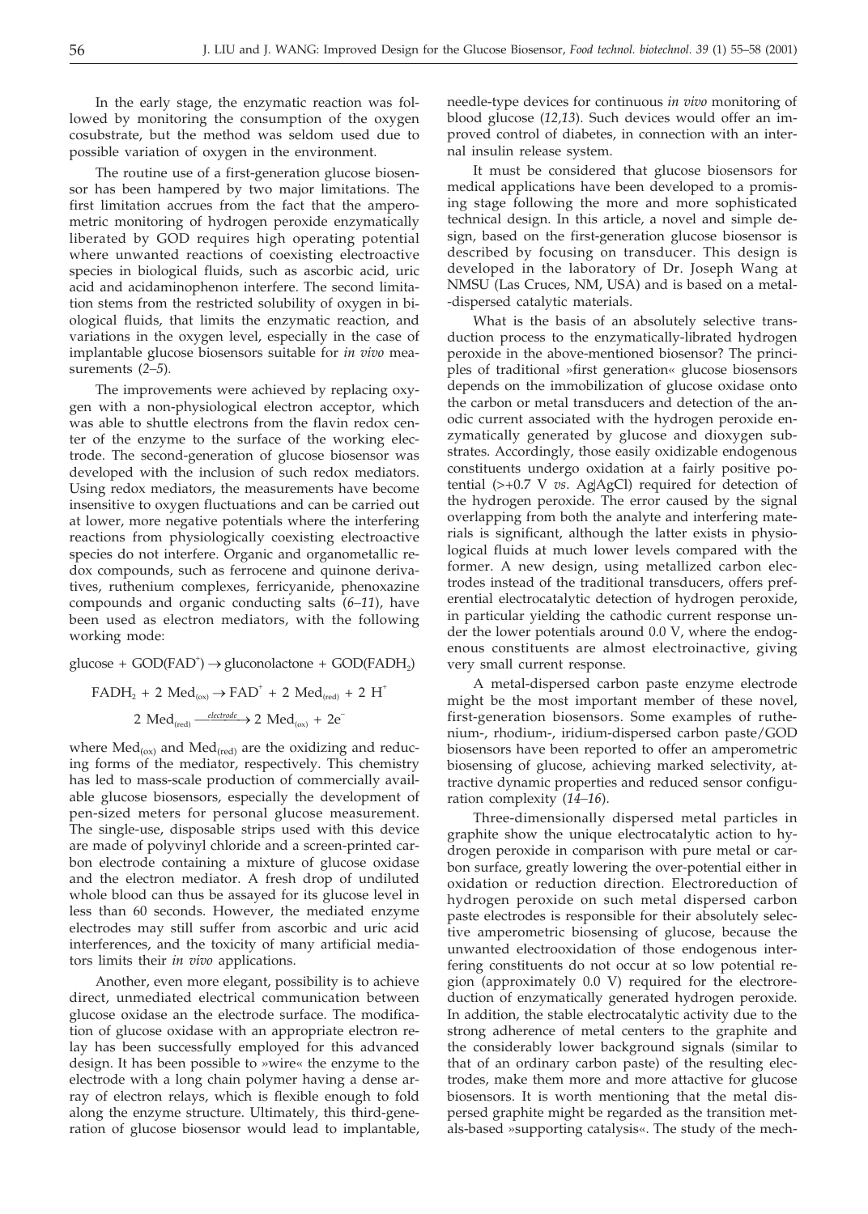In the early stage, the enzymatic reaction was followed by monitoring the consumption of the oxygen cosubstrate, but the method was seldom used due to possible variation of oxygen in the environment.

The routine use of a first-generation glucose biosensor has been hampered by two major limitations. The first limitation accrues from the fact that the amperometric monitoring of hydrogen peroxide enzymatically liberated by GOD requires high operating potential where unwanted reactions of coexisting electroactive species in biological fluids, such as ascorbic acid, uric acid and acidaminophenon interfere. The second limitation stems from the restricted solubility of oxygen in biological fluids, that limits the enzymatic reaction, and variations in the oxygen level, especially in the case of implantable glucose biosensors suitable for *in vivo* measurements (*2–5*).

The improvements were achieved by replacing oxygen with a non-physiological electron acceptor, which was able to shuttle electrons from the flavin redox center of the enzyme to the surface of the working electrode. The second-generation of glucose biosensor was developed with the inclusion of such redox mediators. Using redox mediators, the measurements have become insensitive to oxygen fluctuations and can be carried out at lower, more negative potentials where the interfering reactions from physiologically coexisting electroactive species do not interfere. Organic and organometallic redox compounds, such as ferrocene and quinone derivatives, ruthenium complexes, ferricyanide, phenoxazine compounds and organic conducting salts (*6–11*), have been used as electron mediators, with the following working mode:

$$\text{glucose} + \text{GOD(FAD}^+) \rightarrow \text{gluconolactone} + \text{GOD(FADH}_2)$$

$$\text{FADH}_2 + 2\ \text{Med}_{(ox)} \rightarrow \text{FAD}^+ + 2\ \text{Med}_{(red)} + 2\ \text{H}^+$$

$$2\ \text{Med}_{(red)} \xrightarrow{electrode} 2\ \text{Med}_{(ox)} + 2\text{e}^-$$

where $\text{Med}_{(ox)}$ and $\text{Med}_{(red)}$ are the oxidizing and reducing forms of the mediator, respectively. This chemistry has led to mass-scale production of commercially available glucose biosensors, especially the development of pen-sized meters for personal glucose measurement. The single-use, disposable strips used with this device are made of polyvinyl chloride and a screen-printed carbon electrode containing a mixture of glucose oxidase and the electron mediator. A fresh drop of undiluted whole blood can thus be assayed for its glucose level in less than 60 seconds. However, the mediated enzyme electrodes may still suffer from ascorbic and uric acid interferences, and the toxicity of many artificial mediators limits their *in vivo* applications.

Another, even more elegant, possibility is to achieve direct, unmediated electrical communication between glucose oxidase an the electrode surface. The modification of glucose oxidase with an appropriate electron relay has been successfully employed for this advanced design. It has been possible to »wire« the enzyme to the electrode with a long chain polymer having a dense array of electron relays, which is flexible enough to fold along the enzyme structure. Ultimately, this third-generation of glucose biosensor would lead to implantable, needle-type devices for continuous *in vivo* monitoring of blood glucose (*12,13*). Such devices would offer an improved control of diabetes, in connection with an internal insulin release system.

It must be considered that glucose biosensors for medical applications have been developed to a promising stage following the more and more sophisticated technical design. In this article, a novel and simple design, based on the first-generation glucose biosensor is described by focusing on transducer. This design is developed in the laboratory of Dr. Joseph Wang at NMSU (Las Cruces, NM, USA) and is based on a metal-dispersed catalytic materials.

What is the basis of an absolutely selective transduction process to the enzymatically-librated hydrogen peroxide in the above-mentioned biosensor? The principles of traditional »first generation« glucose biosensors depends on the immobilization of glucose oxidase onto the carbon or metal transducers and detection of the anodic current associated with the hydrogen peroxide enzymatically generated by glucose and dioxygen substrates. Accordingly, those easily oxidizable endogenous constituents undergo oxidation at a fairly positive potential (>+0.7 V *vs.* Ag|AgCl) required for detection of the hydrogen peroxide. The error caused by the signal overlapping from both the analyte and interfering materials is significant, although the latter exists in physiological fluids at much lower levels compared with the former. A new design, using metallized carbon electrodes instead of the traditional transducers, offers preferential electrocatalytic detection of hydrogen peroxide, in particular yielding the cathodic current response under the lower potentials around 0.0 V, where the endogenous constituents are almost electroinactive, giving very small current response.

A metal-dispersed carbon paste enzyme electrode might be the most important member of these novel, first-generation biosensors. Some examples of ruthenium-, rhodium-, iridium-dispersed carbon paste/GOD biosensors have been reported to offer an amperometric biosensing of glucose, achieving marked selectivity, attractive dynamic properties and reduced sensor configuration complexity (*14–16*).

Three-dimensionally dispersed metal particles in graphite show the unique electrocatalytic action to hydrogen peroxide in comparison with pure metal or carbon surface, greatly lowering the over-potential either in oxidation or reduction direction. Electroreduction of hydrogen peroxide on such metal dispersed carbon paste electrodes is responsible for their absolutely selective amperometric biosensing of glucose, because the unwanted electrooxidation of those endogenous interfering constituents do not occur at so low potential region (approximately 0.0 V) required for the electroreduction of enzymatically generated hydrogen peroxide. In addition, the stable electrocatalytic activity due to the strong adherence of metal centers to the graphite and the considerably lower background signals (similar to that of an ordinary carbon paste) of the resulting electrodes, make them more and more attactive for glucose biosensors. It is worth mentioning that the metal dispersed graphite might be regarded as the transition metals-based »supporting catalysis«. The study of the mech-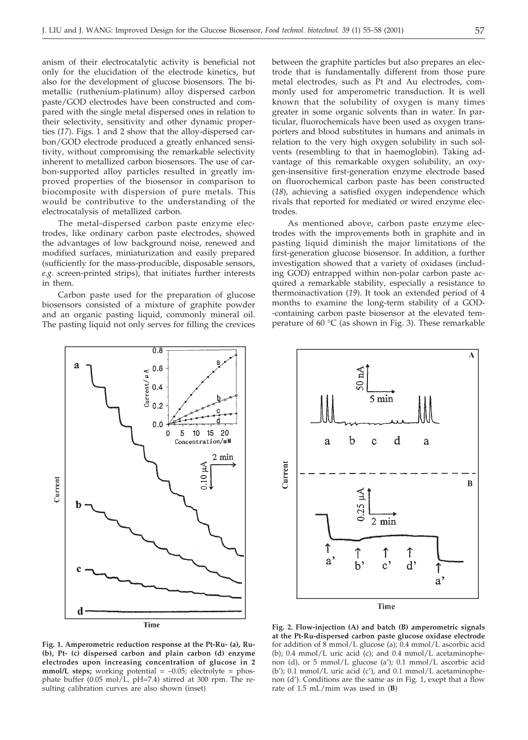anism of their electrocatalytic activity is beneficial not only for the elucidation of the electrode kinetics, but also for the development of glucose biosensors. The bimetallic (ruthenium-platinum) alloy dispersed carbon paste/GOD electrodes have been constructed and compared with the single metal dispersed ones in relation to their selectivity, sensitivity and other dynamic properties (*17*). Figs. 1 and 2 show that the alloy-dispersed carbon/GOD electrode produced a greatly enhanced sensitivity, without compromising the remarkable selectivity inherent to metallized carbon biosensors. The use of carbon-supported alloy particles resulted in greatly improved properties of the biosensor in comparison to biocomposite with dispersion of pure metals. This would be contributive to the understanding of the electrocatalysis of metallized carbon.

The metal-dispersed carbon paste enzyme electrodes, like ordinary carbon paste electrodes, showed the advantages of low background noise, renewed and modified surfaces, miniaturization and easily prepared (sufficiently for the mass-producible, disposable sensors, *e.g.* screen-printed strips), that initiates further interests in them.

Carbon paste used for the preparation of glucose biosensors consisted of a mixture of graphite powder and an organic pasting liquid, commonly mineral oil. The pasting liquid not only serves for filling the crevices between the graphite particles but also prepares an electrode that is fundamentally different from those pure metal electrodes, such as Pt and Au electrodes, commonly used for amperometric transduction. It is well known that the solubility of oxygen is many times greater in some organic solvents than in water. In particular, fluorochemicals have been used as oxygen transporters and blood substitutes in humans and animals in relation to the very high oxygen solubility in such solvents (resembling to that in haemoglobin). Taking advantage of this remarkable oxygen solubility, an oxygen-insensitive first-generation enzyme electrode based on fluorochemical carbon paste has been constructed (*18*), achieving a satisfied oxygen independence which rivals that reported for mediated or wired enzyme electrodes.

As mentioned above, carbon paste enzyme electrodes with the improvements both in graphite and in pasting liquid diminish the major limitations of the first-generation glucose biosensor. In addition, a further investigation showed that a variety of oxidases (including GOD) entrapped within non-polar carbon paste acquired a remarkable stability, especially a resistance to thermoinactivation (*19*). It took an extended period of 4 months to examine the long-term stability of a GOD-containing carbon paste biosensor at the elevated temperature of 60 °C (as shown in Fig. 3). These remarkable

**Fig. 1. Amperometric reduction response at the Pt-Ru- (a), Ru- (b), Pt- (c) dispersed carbon and plain carbon (d) enzyme electrodes upon increasing concentration of glucose in 2 mmol/L steps;** working potential = –0.05; electrolyte = phosphate buffer (0.05 mol/L, pH=7.4) stirred at 300 rpm. The resulting calibration curves are also shown (inset)

**Fig. 2. Flow-injection (A) and batch (B) amperometric signals at the Pt-Ru-dispersed carbon paste glucose oxidase electrode** for addition of 8 mmol/L glucose (a); 0.4 mmol/L ascorbic acid (b); 0.4 mmol/L uric acid (c); and 0.4 mmol/L acetaminophenon (d), or 5 mmol/L glucose (a'); 0.1 mmol/L ascorbic acid (b'); 0.1 mmol/L uric acid (c'), and 0.1 mmol/L acetaminophenon (d'). Conditions are the same as in Fig. 1, exept that a flow rate of 1.5 mL/mim was used in (**B**)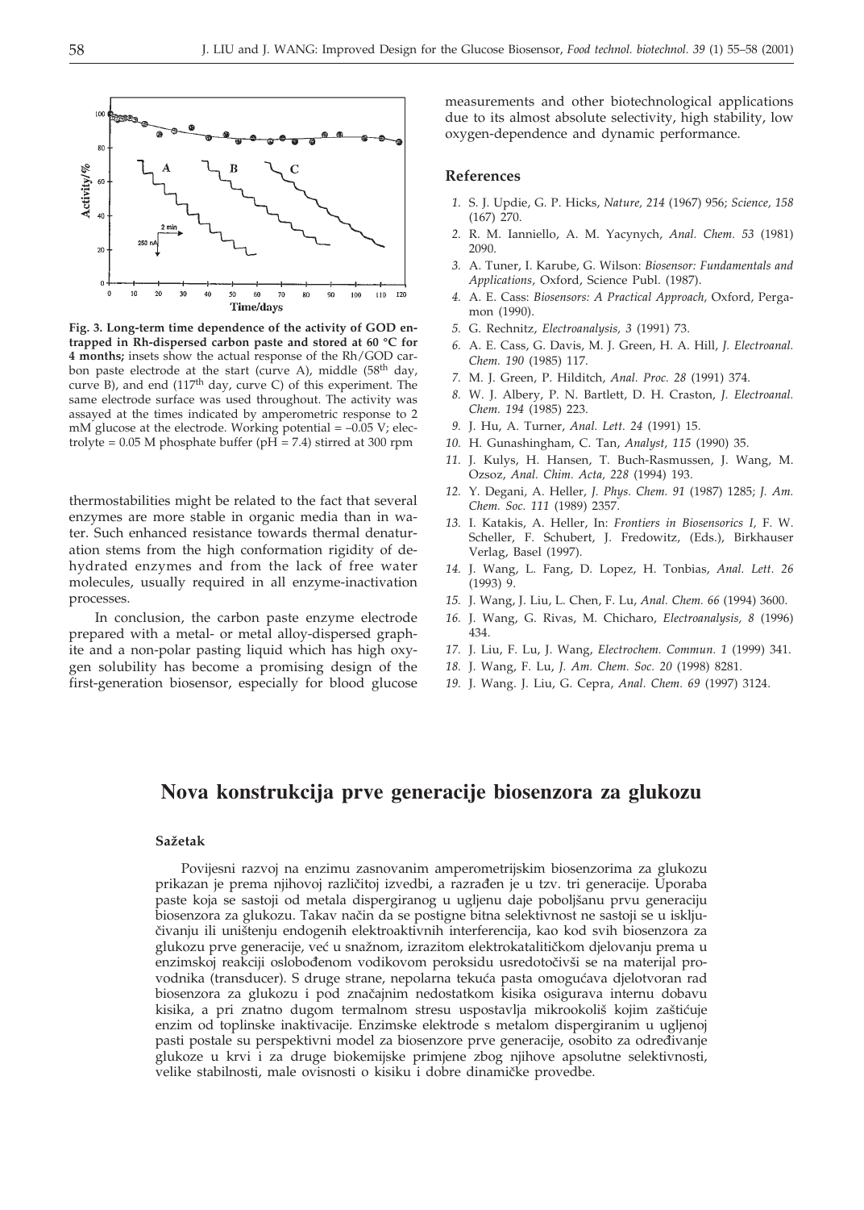Activity/%

100

80

60

40

20

0

0 10 20 30 40 50 60 70 80 90 100 110 120

Time/days

A B C

2 min

250 nA

**Fig. 3. Long-term time dependence of the activity of GOD entrapped in Rh-dispersed carbon paste and stored at 60 °C for 4 months;** insets show the actual response of the Rh/GOD carbon paste electrode at the start (curve A), middle (58[th] day, curve B), and end (117[th] day, curve C) of this experiment. The same electrode surface was used throughout. The activity was assayed at the times indicated by amperometric response to 2 mM glucose at the electrode. Working potential = –0.05 V; electrolyte = 0.05 M phosphate buffer (pH = 7.4) stirred at 300 rpm

thermostabilities might be related to the fact that several enzymes are more stable in organic media than in water. Such enhanced resistance towards thermal denaturation stems from the high conformation rigidity of dehydrated enzymes and from the lack of free water molecules, usually required in all enzyme-inactivation processes.

In conclusion, the carbon paste enzyme electrode prepared with a metal- or metal alloy-dispersed graphite and a non-polar pasting liquid which has high oxygen solubility has become a promising design of the first-generation biosensor, especially for blood glucose measurements and other biotechnological applications due to its almost absolute selectivity, high stability, low oxygen-dependence and dynamic performance.

## References

1. S. J. Updie, G. P. Hicks, *Nature, 214* (1967) 956; *Science, 158* (167) 270.
2. R. M. Ianniello, A. M. Yacynych, *Anal. Chem. 53* (1981) 2090.
3. A. Tuner, I. Karube, G. Wilson: *Biosensor: Fundamentals and Applications*, Oxford, Science Publ. (1987).
4. A. E. Cass: *Biosensors: A Practical Approach*, Oxford, Pergamon (1990).
5. G. Rechnitz, *Electroanalysis, 3* (1991) 73.
6. A. E. Cass, G. Davis, M. J. Green, H. A. Hill, *J. Electroanal. Chem. 190* (1985) 117.
7. M. J. Green, P. Hilditch, *Anal. Proc. 28* (1991) 374.
8. W. J. Albery, P. N. Bartlett, D. H. Craston, *J. Electroanal. Chem. 194* (1985) 223.
9. J. Hu, A. Turner, *Anal. Lett. 24* (1991) 15.
10. H. Gunashingham, C. Tan, *Analyst, 115* (1990) 35.
11. J. Kulys, H. Hansen, T. Buch-Rasmussen, J. Wang, M. Ozsoz, *Anal. Chim. Acta, 228* (1994) 193.
12. Y. Degani, A. Heller, *J. Phys. Chem. 91* (1987) 1285; *J. Am. Chem. Soc. 111* (1989) 2357.
13. I. Katakis, A. Heller, In: *Frontiers in Biosensorics I*, F. W. Scheller, F. Schubert, J. Fredowitz, (Eds.), Birkhauser Verlag, Basel (1997).
14. J. Wang, L. Fang, D. Lopez, H. Tonbias, *Anal. Lett. 26* (1993) 9.
15. J. Wang, J. Liu, L. Chen, F. Lu, *Anal. Chem. 66* (1994) 3600.
16. J. Wang, G. Rivas, M. Chicharo, *Electroanalysis, 8* (1996) 434.
17. J. Liu, F. Lu, J. Wang, *Electrochem. Commun. 1* (1999) 341.
18. J. Wang, F. Lu, *J. Am. Chem. Soc. 20* (1998) 8281.
19. J. Wang. J. Liu, G. Cepra, *Anal. Chem. 69* (1997) 3124.

# Nova konstrukcija prve generacije biosenzora za glukozu

### Sažetak

Povijesni razvoj na enzimu zasnovanim amperometrijskim biosenzorima za glukozu prikazan je prema njihovoj različitoj izvedbi, a razrađen je u tzv. tri generacije. Uporaba paste koja se sastoji od metala dispergiranog u ugljenu daje poboljšanu prvu generaciju biosenzora za glukozu. Takav način da se postigne bitna selektivnost ne sastoji se u isključivanju ili uništenju endogenih elektroaktivnih interferencija, kao kod svih biosenzora za glukozu prve generacije, već u snažnom, izrazitom elektrokatalitičkom djelovanju prema u enzimskoj reakciji oslobođenom vodikovom peroksidu usredotočivši se na materijal provodnika (transducer). S druge strane, nepolarna tekuća pasta omogućava djelotvoran rad biosenzora za glukozu i pod značajnim nedostatkom kisika osigurava internu dobavu kisika, a pri znatno dugom termalnom stresu uspostavlja mikrookoliš kojim zaštićuje enzim od toplinske inaktivacije. Enzimske elektrode s metalom dispergiranim u ugljenoj pasti postale su perspektivni model za biosenzore prve generacije, osobito za određivanje glukoze u krvi i za druge biokemijske primjene zbog njihove apsolutne selektivnosti, velike stabilnosti, male ovisnosti o kisiku i dobre dinamičke provedbe.